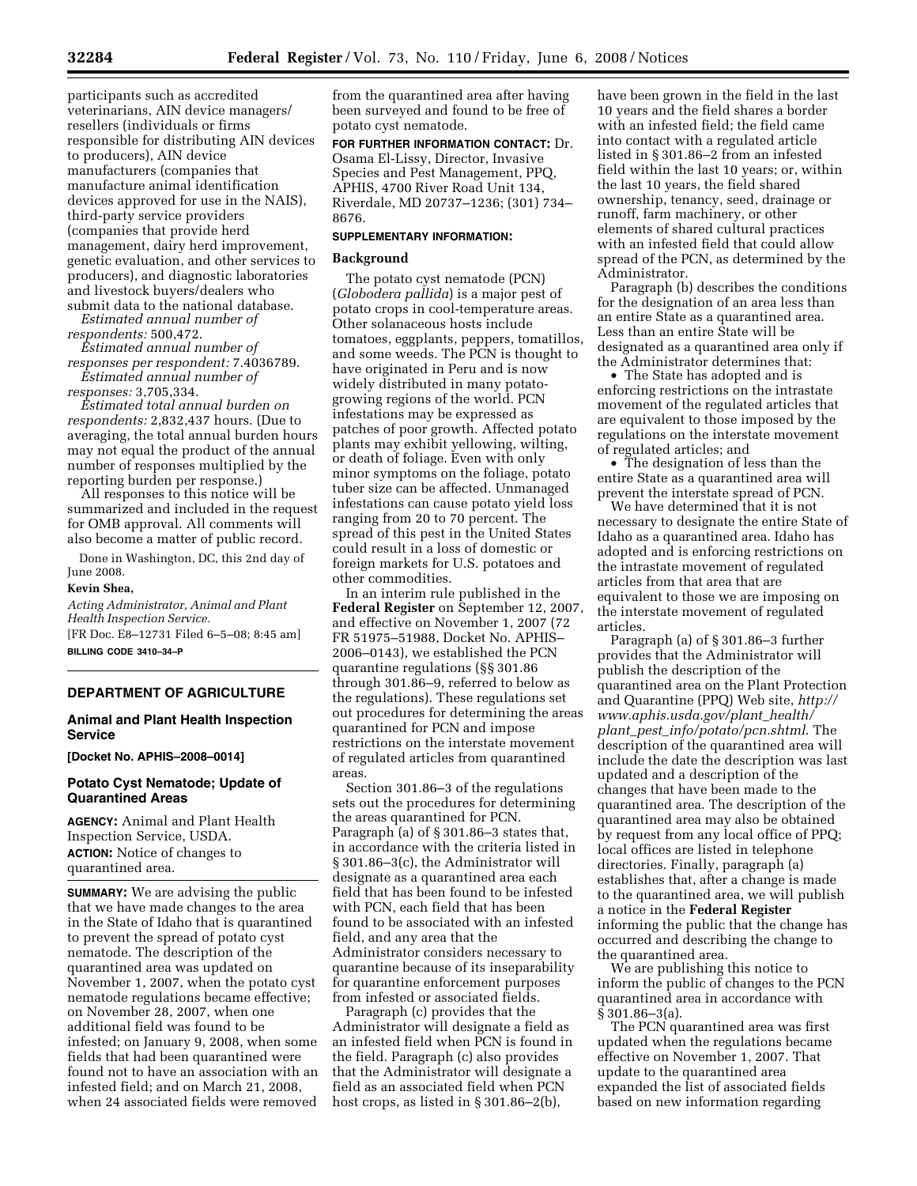participants such as accredited veterinarians, AIN device managers/resellers (individuals or firms responsible for distributing AIN devices to producers), AIN device manufacturers (companies that manufacture animal identification devices approved for use in the NAIS), third-party service providers (companies that provide herd management, dairy herd improvement, genetic evaluation, and other services to producers), and diagnostic laboratories and livestock buyers/dealers who submit data to the national database.

*Estimated annual number of respondents:* 500,472.

*Estimated annual number of responses per respondent:* 7.4036789.

*Estimated annual number of responses:* 3,705,334.

*Estimated total annual burden on respondents:* 2,832,437 hours. (Due to averaging, the total annual burden hours may not equal the product of the annual number of responses multiplied by the reporting burden per response.)

All responses to this notice will be summarized and included in the request for OMB approval. All comments will also become a matter of public record.

Done in Washington, DC, this 2nd day of June 2008.

**Kevin Shea,**

*Acting Administrator, Animal and Plant Health Inspection Service.*

[FR Doc. E8–12731 Filed 6–5–08; 8:45 am]

**BILLING CODE 3410–34–P**

## DEPARTMENT OF AGRICULTURE

### Animal and Plant Health Inspection Service

**[Docket No. APHIS–2008–0014]**

### Potato Cyst Nematode; Update of Quarantined Areas

**AGENCY:** Animal and Plant Health Inspection Service, USDA.

**ACTION:** Notice of changes to quarantined area.

**SUMMARY:** We are advising the public that we have made changes to the area in the State of Idaho that is quarantined to prevent the spread of potato cyst nematode. The description of the quarantined area was updated on November 1, 2007, when the potato cyst nematode regulations became effective; on November 28, 2007, when one additional field was found to be infested; on January 9, 2008, when some fields that had been quarantined were found not to have an association with an infested field; and on March 21, 2008, when 24 associated fields were removed from the quarantined area after having been surveyed and found to be free of potato cyst nematode.

**FOR FURTHER INFORMATION CONTACT:** Dr. Osama El-Lissy, Director, Invasive Species and Pest Management, PPQ, APHIS, 4700 River Road Unit 134, Riverdale, MD 20737–1236; (301) 734–8676.

**SUPPLEMENTARY INFORMATION:**

**Background**

The potato cyst nematode (PCN) (*Globodera pallida*) is a major pest of potato crops in cool-temperature areas. Other solanaceous hosts include tomatoes, eggplants, peppers, tomatillos, and some weeds. The PCN is thought to have originated in Peru and is now widely distributed in many potato-growing regions of the world. PCN infestations may be expressed as patches of poor growth. Affected potato plants may exhibit yellowing, wilting, or death of foliage. Even with only minor symptoms on the foliage, potato tuber size can be affected. Unmanaged infestations can cause potato yield loss ranging from 20 to 70 percent. The spread of this pest in the United States could result in a loss of domestic or foreign markets for U.S. potatoes and other commodities.

In an interim rule published in the **Federal Register** on September 12, 2007, and effective on November 1, 2007 (72 FR 51975–51988, Docket No. APHIS–2006–0143), we established the PCN quarantine regulations (§§ 301.86 through 301.86–9, referred to below as the regulations). These regulations set out procedures for determining the areas quarantined for PCN and impose restrictions on the interstate movement of regulated articles from quarantined areas.

Section 301.86–3 of the regulations sets out the procedures for determining the areas quarantined for PCN. Paragraph (a) of § 301.86–3 states that, in accordance with the criteria listed in § 301.86–3(c), the Administrator will designate as a quarantined area each field that has been found to be infested with PCN, each field that has been found to be associated with an infested field, and any area that the Administrator considers necessary to quarantine because of its inseparability for quarantine enforcement purposes from infested or associated fields.

Paragraph (c) provides that the Administrator will designate a field as an infested field when PCN is found in the field. Paragraph (c) also provides that the Administrator will designate a field as an associated field when PCN host crops, as listed in § 301.86–2(b), have been grown in the field in the last 10 years and the field shares a border with an infested field; the field came into contact with a regulated article listed in § 301.86–2 from an infested field within the last 10 years; or, within the last 10 years, the field shared ownership, tenancy, seed, drainage or runoff, farm machinery, or other elements of shared cultural practices with an infested field that could allow spread of the PCN, as determined by the Administrator.

Paragraph (b) describes the conditions for the designation of an area less than an entire State as a quarantined area. Less than an entire State will be designated as a quarantined area only if the Administrator determines that:

- The State has adopted and is enforcing restrictions on the intrastate movement of the regulated articles that are equivalent to those imposed by the regulations on the interstate movement of regulated articles; and
- The designation of less than the entire State as a quarantined area will prevent the interstate spread of PCN.

We have determined that it is not necessary to designate the entire State of Idaho as a quarantined area. Idaho has adopted and is enforcing restrictions on the intrastate movement of regulated articles from that area that are equivalent to those we are imposing on the interstate movement of regulated articles.

Paragraph (a) of § 301.86–3 further provides that the Administrator will publish the description of the quarantined area on the Plant Protection and Quarantine (PPQ) Web site, *http://www.aphis.usda.gov/plant_health/plant_pest_info/potato/pcn.shtml*. The description of the quarantined area will include the date the description was last updated and a description of the changes that have been made to the quarantined area. The description of the quarantined area may also be obtained by request from any local office of PPQ; local offices are listed in telephone directories. Finally, paragraph (a) establishes that, after a change is made to the quarantined area, we will publish a notice in the **Federal Register** informing the public that the change has occurred and describing the change to the quarantined area.

We are publishing this notice to inform the public of changes to the PCN quarantined area in accordance with § 301.86–3(a).

The PCN quarantined area was first updated when the regulations became effective on November 1, 2007. That update to the quarantined area expanded the list of associated fields based on new information regarding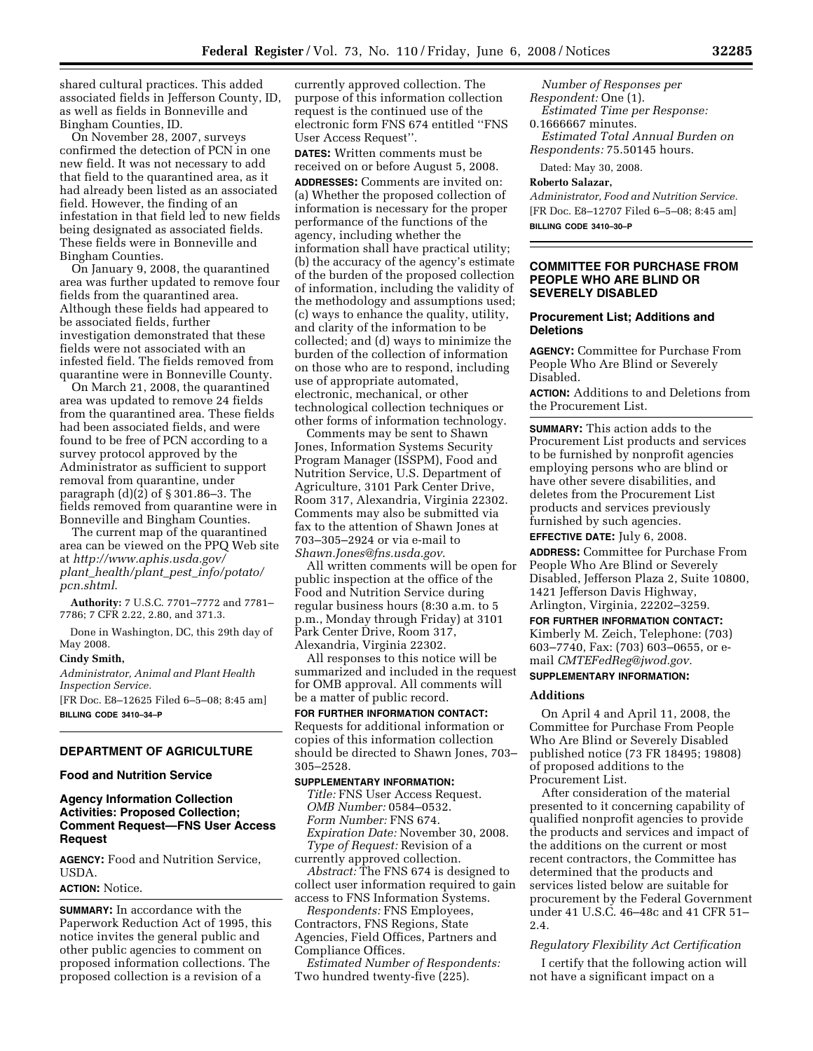shared cultural practices. This added associated fields in Jefferson County, ID, as well as fields in Bonneville and Bingham Counties, ID.

On November 28, 2007, surveys confirmed the detection of PCN in one new field. It was not necessary to add that field to the quarantined area, as it had already been listed as an associated field. However, the finding of an infestation in that field led to new fields being designated as associated fields. These fields were in Bonneville and Bingham Counties.

On January 9, 2008, the quarantined area was further updated to remove four fields from the quarantined area. Although these fields had appeared to be associated fields, further investigation demonstrated that these fields were not associated with an infested field. The fields removed from quarantine were in Bonneville County.

On March 21, 2008, the quarantined area was updated to remove 24 fields from the quarantined area. These fields had been associated fields, and were found to be free of PCN according to a survey protocol approved by the Administrator as sufficient to support removal from quarantine, under paragraph (d)(2) of § 301.86–3. The fields removed from quarantine were in Bonneville and Bingham Counties.

The current map of the quarantined area can be viewed on the PPQ Web site at *http://www.aphis.usda.gov/plant_health/plant_pest_info/potato/pcn.shtml*.

**Authority:** 7 U.S.C. 7701–7772 and 7781–7786; 7 CFR 2.22, 2.80, and 371.3.

Done in Washington, DC, this 29th day of May 2008.

**Cindy Smith,**

*Administrator, Animal and Plant Health Inspection Service.*

[FR Doc. E8–12625 Filed 6–5–08; 8:45 am]

**BILLING CODE 3410–34–P**

## DEPARTMENT OF AGRICULTURE

### Food and Nutrition Service

### Agency Information Collection Activities: Proposed Collection; Comment Request—FNS User Access Request

**AGENCY:** Food and Nutrition Service, USDA.

**ACTION:** Notice.

**SUMMARY:** In accordance with the Paperwork Reduction Act of 1995, this notice invites the general public and other public agencies to comment on proposed information collections. The proposed collection is a revision of a currently approved collection. The purpose of this information collection request is the continued use of the electronic form FNS 674 entitled ''FNS User Access Request''.

**DATES:** Written comments must be received on or before August 5, 2008.

**ADDRESSES:** Comments are invited on: (a) Whether the proposed collection of information is necessary for the proper performance of the functions of the agency, including whether the information shall have practical utility; (b) the accuracy of the agency's estimate of the burden of the proposed collection of information, including the validity of the methodology and assumptions used; (c) ways to enhance the quality, utility, and clarity of the information to be collected; and (d) ways to minimize the burden of the collection of information on those who are to respond, including use of appropriate automated, electronic, mechanical, or other technological collection techniques or other forms of information technology.

Comments may be sent to Shawn Jones, Information Systems Security Program Manager (ISSPM), Food and Nutrition Service, U.S. Department of Agriculture, 3101 Park Center Drive, Room 317, Alexandria, Virginia 22302. Comments may also be submitted via fax to the attention of Shawn Jones at 703–305–2924 or via e-mail to *Shawn.Jones@fns.usda.gov*.

All written comments will be open for public inspection at the office of the Food and Nutrition Service during regular business hours (8:30 a.m. to 5 p.m., Monday through Friday) at 3101 Park Center Drive, Room 317, Alexandria, Virginia 22302.

All responses to this notice will be summarized and included in the request for OMB approval. All comments will be a matter of public record.

**FOR FURTHER INFORMATION CONTACT:** Requests for additional information or copies of this information collection should be directed to Shawn Jones, 703–305–2528.

**SUPPLEMENTARY INFORMATION:**

*Title:* FNS User Access Request.

*OMB Number:* 0584–0532.

*Form Number:* FNS 674.

*Expiration Date:* November 30, 2008.

*Type of Request:* Revision of a currently approved collection.

*Abstract:* The FNS 674 is designed to collect user information required to gain access to FNS Information Systems.

*Respondents:* FNS Employees, Contractors, FNS Regions, State Agencies, Field Offices, Partners and Compliance Offices.

*Estimated Number of Respondents:* Two hundred twenty-five (225).

*Number of Responses per Respondent:* One (1).

*Estimated Time per Response:* 0.1666667 minutes.

*Estimated Total Annual Burden on Respondents:* 75.50145 hours.

Dated: May 30, 2008.

**Roberto Salazar,**

*Administrator, Food and Nutrition Service.*

[FR Doc. E8–12707 Filed 6–5–08; 8:45 am]

**BILLING CODE 3410–30–P**

## COMMITTEE FOR PURCHASE FROM PEOPLE WHO ARE BLIND OR SEVERELY DISABLED

### Procurement List; Additions and Deletions

**AGENCY:** Committee for Purchase From People Who Are Blind or Severely Disabled.

**ACTION:** Additions to and Deletions from the Procurement List.

**SUMMARY:** This action adds to the Procurement List products and services to be furnished by nonprofit agencies employing persons who are blind or have other severe disabilities, and deletes from the Procurement List products and services previously furnished by such agencies.

**EFFECTIVE DATE:** July 6, 2008.

**ADDRESS:** Committee for Purchase From People Who Are Blind or Severely Disabled, Jefferson Plaza 2, Suite 10800, 1421 Jefferson Davis Highway, Arlington, Virginia, 22202–3259.

**FOR FURTHER INFORMATION CONTACT:** Kimberly M. Zeich, Telephone: (703) 603–7740, Fax: (703) 603–0655, or e-mail *CMTEFedReg@jwod.gov.*

**SUPPLEMENTARY INFORMATION:**

#### Additions

On April 4 and April 11, 2008, the Committee for Purchase From People Who Are Blind or Severely Disabled published notice (73 FR 18495; 19808) of proposed additions to the Procurement List.

After consideration of the material presented to it concerning capability of qualified nonprofit agencies to provide the products and services and impact of the additions on the current or most recent contractors, the Committee has determined that the products and services listed below are suitable for procurement by the Federal Government under 41 U.S.C. 46–48c and 41 CFR 51–2.4.

*Regulatory Flexibility Act Certification*

I certify that the following action will not have a significant impact on a